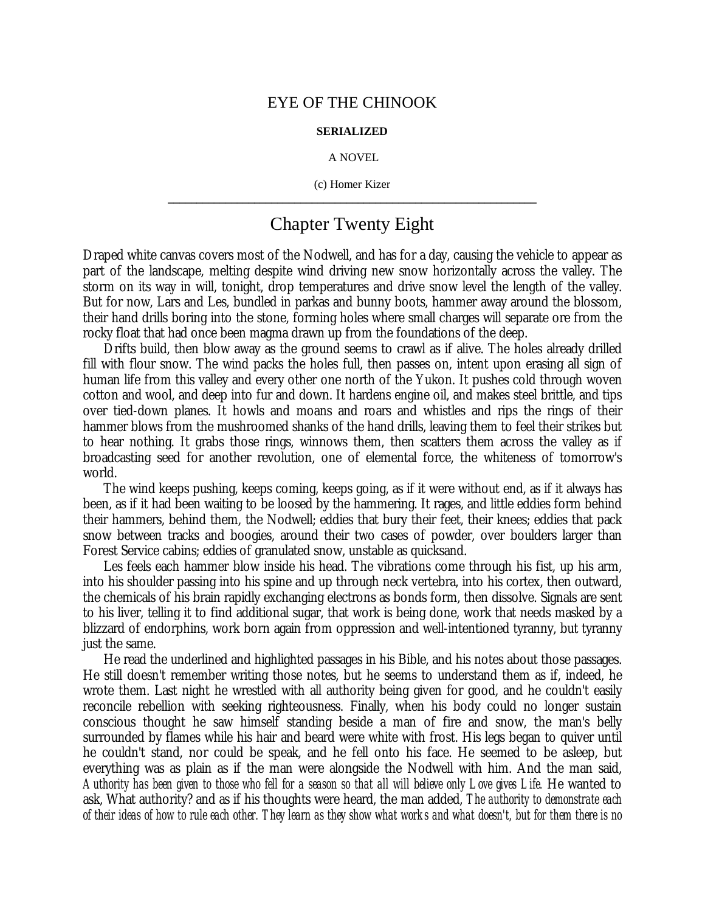# EYE OF THE CHINOOK

**SERIALIZED**

A NOVEL

(c) Homer Kizer

---

## Chapter Twenty Eight

Draped white canvas covers most of the Nodwell, and has for a day, causing the vehicle to appear as part of the landscape, melting despite wind driving new snow horizontally across the valley. The storm on its way in will, tonight, drop temperatures and drive snow level the length of the valley. But for now, Lars and Les, bundled in parkas and bunny boots, hammer away around the blossom, their hand drills boring into the stone, forming holes where small charges will separate ore from the rocky float that had once been magma drawn up from the foundations of the deep.

Drifts build, then blow away as the ground seems to crawl as if alive. The holes already drilled fill with flour snow. The wind packs the holes full, then passes on, intent upon erasing all sign of human life from this valley and every other one north of the Yukon. It pushes cold through woven cotton and wool, and deep into fur and down. It hardens engine oil, and makes steel brittle, and tips over tied-down planes. It howls and moans and roars and whistles and rips the rings of their hammer blows from the mushroomed shanks of the hand drills, leaving them to feel their strikes but to hear nothing. It grabs those rings, winnows them, then scatters them across the valley as if broadcasting seed for another revolution, one of elemental force, the whiteness of tomorrow's world.

The wind keeps pushing, keeps coming, keeps going, as if it were without end, as if it always has been, as if it had been waiting to be loosed by the hammering. It rages, and little eddies form behind their hammers, behind them, the Nodwell; eddies that bury their feet, their knees; eddies that pack snow between tracks and boogies, around their two cases of powder, over boulders larger than Forest Service cabins; eddies of granulated snow, unstable as quicksand.

Les feels each hammer blow inside his head. The vibrations come through his fist, up his arm, into his shoulder passing into his spine and up through neck vertebra, into his cortex, then outward, the chemicals of his brain rapidly exchanging electrons as bonds form, then dissolve. Signals are sent to his liver, telling it to find additional sugar, that work is being done, work that needs masked by a blizzard of endorphins, work born again from oppression and well-intentioned tyranny, but tyranny just the same.

He read the underlined and highlighted passages in his Bible, and his notes about those passages. He still doesn't remember writing those notes, but he seems to understand them as if, indeed, he wrote them. Last night he wrestled with all authority being given for good, and he couldn't easily reconcile rebellion with seeking righteousness. Finally, when his body could no longer sustain conscious thought he saw himself standing beside a man of fire and snow, the man's belly surrounded by flames while his hair and beard were white with frost. His legs began to quiver until he couldn't stand, nor could be speak, and he fell onto his face. He seemed to be asleep, but everything was as plain as if the man were alongside the Nodwell with him. And the man said, *Authority has been given to those who fell for a season so that all will believe only Love gives Life.* He wanted to ask, What authority? and as if his thoughts were heard, the man added, *The authority to demonstrate each of their ideas of how to rule each other. They learn as they show what works and what doesn't, but for them there is no*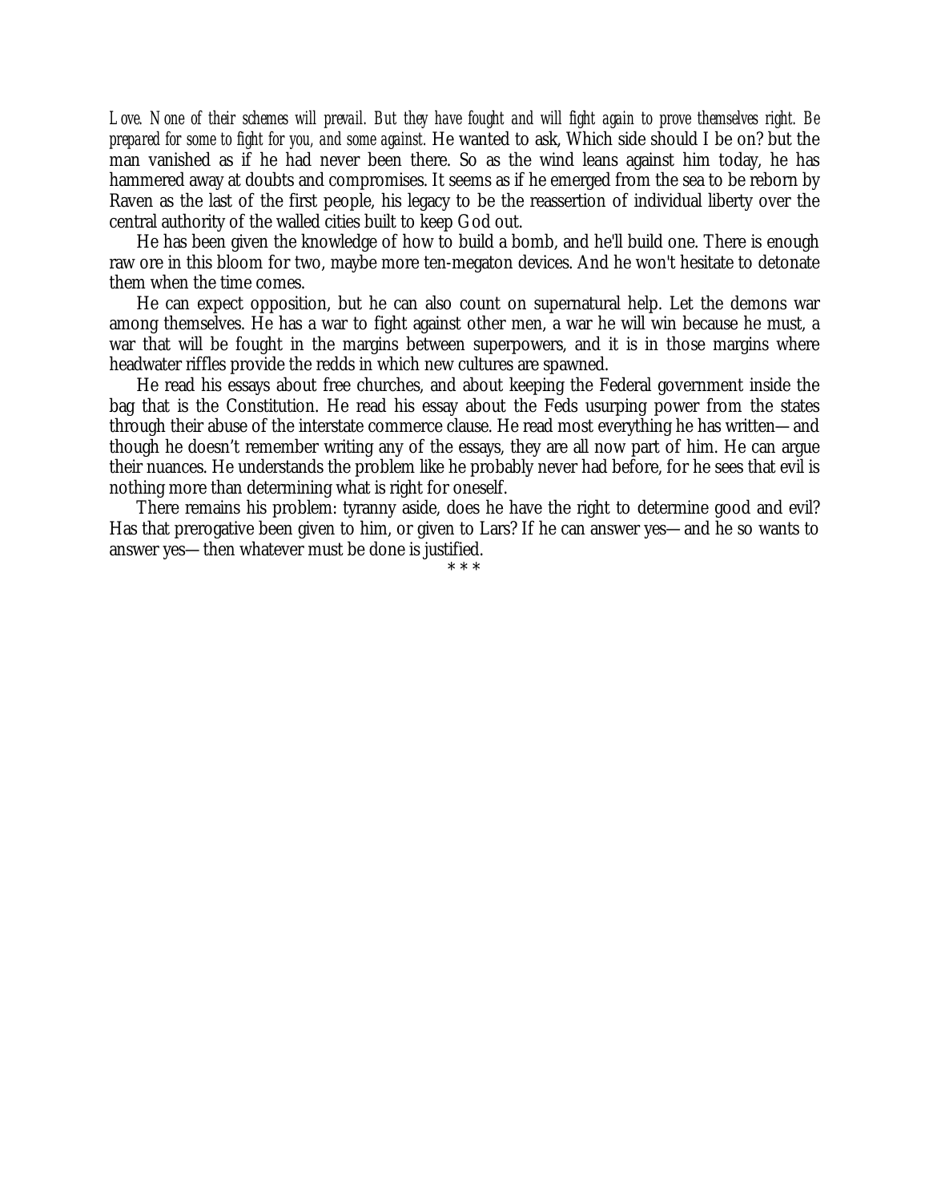*Love. None of their schemes will prevail. But they have fought and will fight again to prove themselves right. Be prepared for some to fight for you, and some against.* He wanted to ask, Which side should I be on? but the man vanished as if he had never been there. So as the wind leans against him today, he has hammered away at doubts and compromises. It seems as if he emerged from the sea to be reborn by Raven as the last of the first people, his legacy to be the reassertion of individual liberty over the central authority of the walled cities built to keep God out.

He has been given the knowledge of how to build a bomb, and he'll build one. There is enough raw ore in this bloom for two, maybe more ten-megaton devices. And he won't hesitate to detonate them when the time comes.

He can expect opposition, but he can also count on supernatural help. Let the demons war among themselves. He has a war to fight against other men, a war he will win because he must, a war that will be fought in the margins between superpowers, and it is in those margins where headwater riffles provide the redds in which new cultures are spawned.

He read his essays about free churches, and about keeping the Federal government inside the bag that is the Constitution. He read his essay about the Feds usurping power from the states through their abuse of the interstate commerce clause. He read most everything he has written—and though he doesn't remember writing any of the essays, they are all now part of him. He can argue their nuances. He understands the problem like he probably never had before, for he sees that evil is nothing more than determining what is right for oneself.

There remains his problem: tyranny aside, does he have the right to determine good and evil? Has that prerogative been given to him, or given to Lars? If he can answer yes—and he so wants to answer yes—then whatever must be done is justified.

\* \* \*